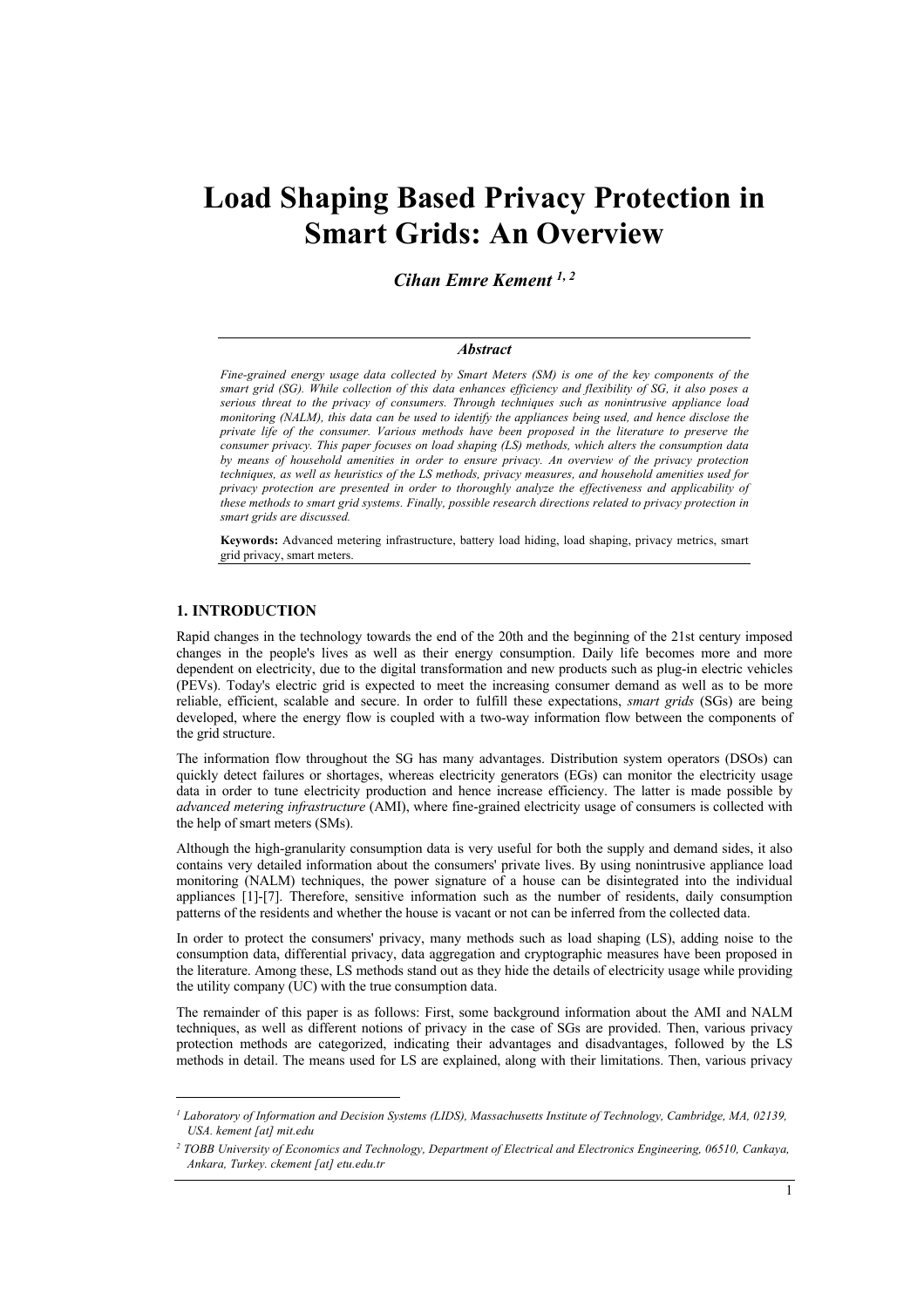# Load Shaping Based Privacy Protection in Smart Grids: An Overview

***Cihan Emre Kement [1, 2]***

### *Abstract*

*Fine-grained energy usage data collected by Smart Meters (SM) is one of the key components of the smart grid (SG). While collection of this data enhances efficiency and flexibility of SG, it also poses a serious threat to the privacy of consumers. Through techniques such as nonintrusive appliance load monitoring (NALM), this data can be used to identify the appliances being used, and hence disclose the private life of the consumer. Various methods have been proposed in the literature to preserve the consumer privacy. This paper focuses on load shaping (LS) methods, which alters the consumption data by means of household amenities in order to ensure privacy. An overview of the privacy protection techniques, as well as heuristics of the LS methods, privacy measures, and household amenities used for privacy protection are presented in order to thoroughly analyze the effectiveness and applicability of these methods to smart grid systems. Finally, possible research directions related to privacy protection in smart grids are discussed.*

**Keywords:** Advanced metering infrastructure, battery load hiding, load shaping, privacy metrics, smart grid privacy, smart meters.

## 1. INTRODUCTION

Rapid changes in the technology towards the end of the 20th and the beginning of the 21st century imposed changes in the people's lives as well as their energy consumption. Daily life becomes more and more dependent on electricity, due to the digital transformation and new products such as plug-in electric vehicles (PEVs). Today's electric grid is expected to meet the increasing consumer demand as well as to be more reliable, efficient, scalable and secure. In order to fulfill these expectations, *smart grids* (SGs) are being developed, where the energy flow is coupled with a two-way information flow between the components of the grid structure.

The information flow throughout the SG has many advantages. Distribution system operators (DSOs) can quickly detect failures or shortages, whereas electricity generators (EGs) can monitor the electricity usage data in order to tune electricity production and hence increase efficiency. The latter is made possible by *advanced metering infrastructure* (AMI), where fine-grained electricity usage of consumers is collected with the help of smart meters (SMs).

Although the high-granularity consumption data is very useful for both the supply and demand sides, it also contains very detailed information about the consumers' private lives. By using nonintrusive appliance load monitoring (NALM) techniques, the power signature of a house can be disintegrated into the individual appliances [1]-[7]. Therefore, sensitive information such as the number of residents, daily consumption patterns of the residents and whether the house is vacant or not can be inferred from the collected data.

In order to protect the consumers' privacy, many methods such as load shaping (LS), adding noise to the consumption data, differential privacy, data aggregation and cryptographic measures have been proposed in the literature. Among these, LS methods stand out as they hide the details of electricity usage while providing the utility company (UC) with the true consumption data.

The remainder of this paper is as follows: First, some background information about the AMI and NALM techniques, as well as different notions of privacy in the case of SGs are provided. Then, various privacy protection methods are categorized, indicating their advantages and disadvantages, followed by the LS methods in detail. The means used for LS are explained, along with their limitations. Then, various privacy

---

[1] *Laboratory of Information and Decision Systems (LIDS), Massachusetts Institute of Technology, Cambridge, MA, 02139, USA. kement [at] mit.edu*

[2] *TOBB University of Economics and Technology, Department of Electrical and Electronics Engineering, 06510, Cankaya, Ankara, Turkey. ckement [at] etu.edu.tr*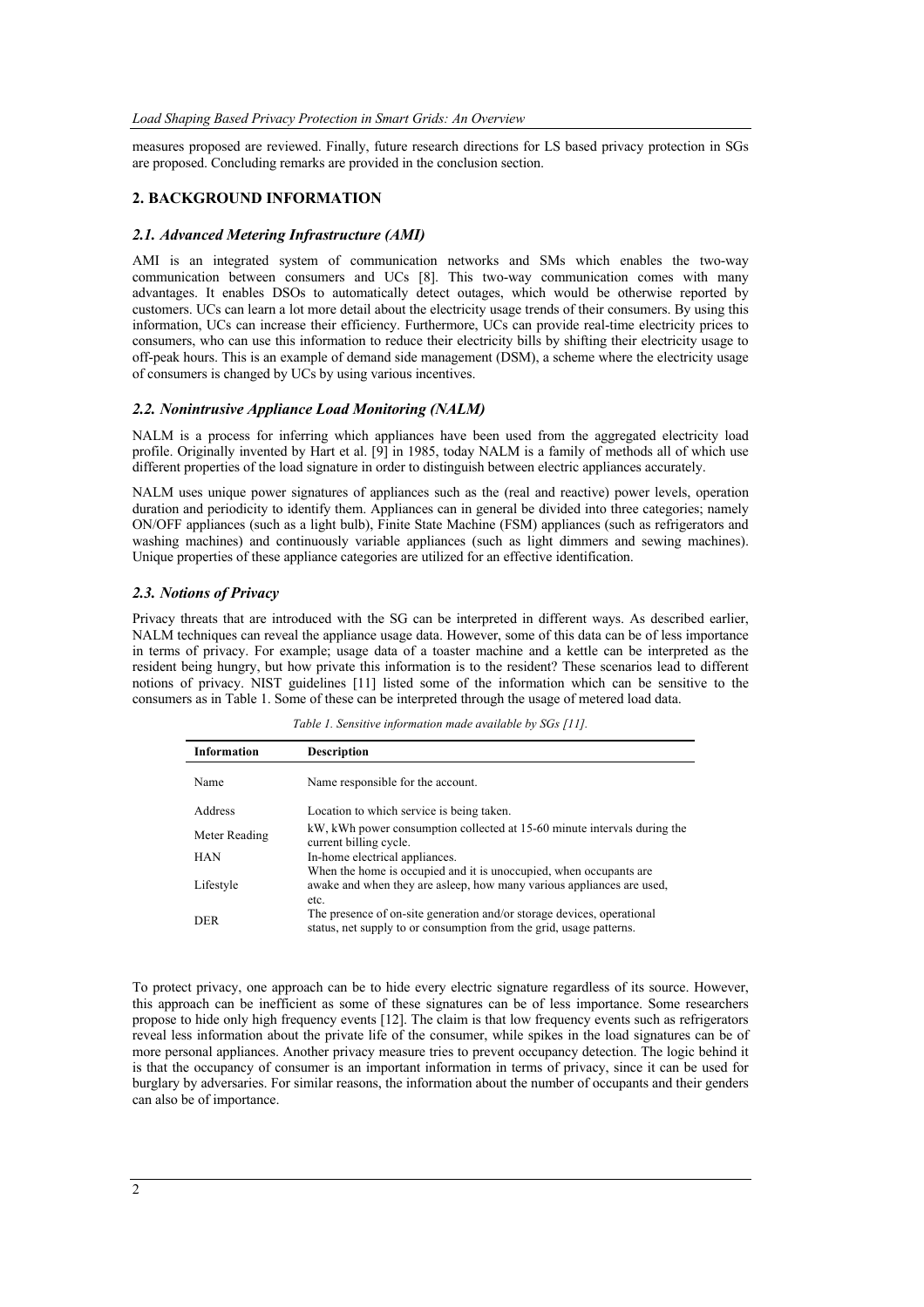measures proposed are reviewed. Finally, future research directions for LS based privacy protection in SGs are proposed. Concluding remarks are provided in the conclusion section.

## 2. BACKGROUND INFORMATION

### *2.1. Advanced Metering Infrastructure (AMI)*

AMI is an integrated system of communication networks and SMs which enables the two-way communication between consumers and UCs [8]. This two-way communication comes with many advantages. It enables DSOs to automatically detect outages, which would be otherwise reported by customers. UCs can learn a lot more detail about the electricity usage trends of their consumers. By using this information, UCs can increase their efficiency. Furthermore, UCs can provide real-time electricity prices to consumers, who can use this information to reduce their electricity bills by shifting their electricity usage to off-peak hours. This is an example of demand side management (DSM), a scheme where the electricity usage of consumers is changed by UCs by using various incentives.

### *2.2. Nonintrusive Appliance Load Monitoring (NALM)*

NALM is a process for inferring which appliances have been used from the aggregated electricity load profile. Originally invented by Hart et al. [9] in 1985, today NALM is a family of methods all of which use different properties of the load signature in order to distinguish between electric appliances accurately.

NALM uses unique power signatures of appliances such as the (real and reactive) power levels, operation duration and periodicity to identify them. Appliances can in general be divided into three categories; namely ON/OFF appliances (such as a light bulb), Finite State Machine (FSM) appliances (such as refrigerators and washing machines) and continuously variable appliances (such as light dimmers and sewing machines). Unique properties of these appliance categories are utilized for an effective identification.

### *2.3. Notions of Privacy*

Privacy threats that are introduced with the SG can be interpreted in different ways. As described earlier, NALM techniques can reveal the appliance usage data. However, some of this data can be of less importance in terms of privacy. For example; usage data of a toaster machine and a kettle can be interpreted as the resident being hungry, but how private this information is to the resident? These scenarios lead to different notions of privacy. NIST guidelines [11] listed some of the information which can be sensitive to the consumers as in Table 1. Some of these can be interpreted through the usage of metered load data.

*Table 1. Sensitive information made available by SGs [11].*

| Information | Description |
|---|---|
| Name | Name responsible for the account. |
| Address | Location to which service is being taken. |
| Meter Reading | kW, kWh power consumption collected at 15-60 minute intervals during the current billing cycle. |
| HAN | In-home electrical appliances. |
| Lifestyle | When the home is occupied and it is unoccupied, when occupants are awake and when they are asleep, how many various appliances are used, etc. |
| DER | The presence of on-site generation and/or storage devices, operational status, net supply to or consumption from the grid, usage patterns. |

To protect privacy, one approach can be to hide every electric signature regardless of its source. However, this approach can be inefficient as some of these signatures can be of less importance. Some researchers propose to hide only high frequency events [12]. The claim is that low frequency events such as refrigerators reveal less information about the private life of the consumer, while spikes in the load signatures can be of more personal appliances. Another privacy measure tries to prevent occupancy detection. The logic behind it is that the occupancy of consumer is an important information in terms of privacy, since it can be used for burglary by adversaries. For similar reasons, the information about the number of occupants and their genders can also be of importance.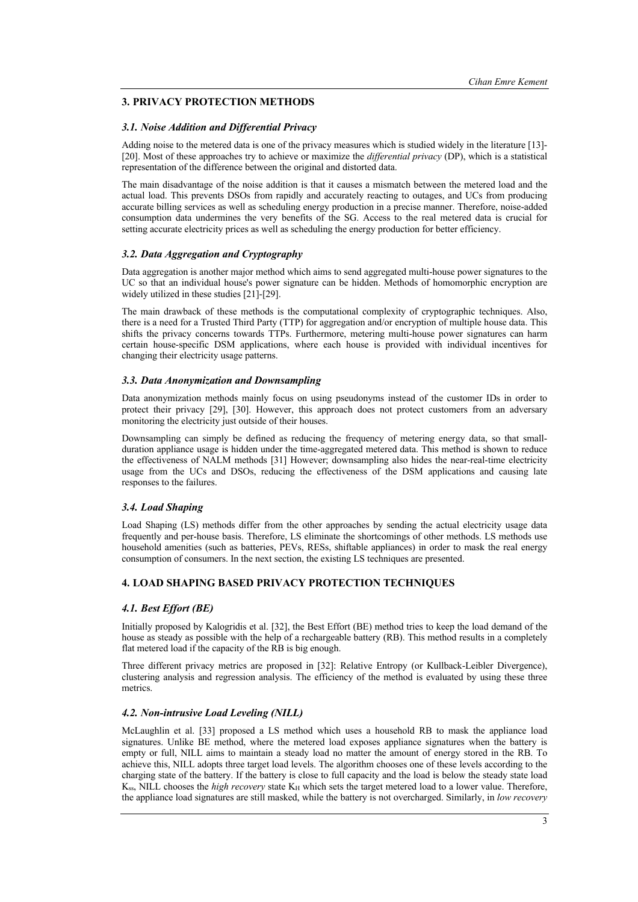## 3. PRIVACY PROTECTION METHODS

### *3.1. Noise Addition and Differential Privacy*

Adding noise to the metered data is one of the privacy measures which is studied widely in the literature [13]-[20]. Most of these approaches try to achieve or maximize the *differential privacy* (DP), which is a statistical representation of the difference between the original and distorted data.

The main disadvantage of the noise addition is that it causes a mismatch between the metered load and the actual load. This prevents DSOs from rapidly and accurately reacting to outages, and UCs from producing accurate billing services as well as scheduling energy production in a precise manner. Therefore, noise-added consumption data undermines the very benefits of the SG. Access to the real metered data is crucial for setting accurate electricity prices as well as scheduling the energy production for better efficiency.

### *3.2. Data Aggregation and Cryptography*

Data aggregation is another major method which aims to send aggregated multi-house power signatures to the UC so that an individual house's power signature can be hidden. Methods of homomorphic encryption are widely utilized in these studies [21]-[29].

The main drawback of these methods is the computational complexity of cryptographic techniques. Also, there is a need for a Trusted Third Party (TTP) for aggregation and/or encryption of multiple house data. This shifts the privacy concerns towards TTPs. Furthermore, metering multi-house power signatures can harm certain house-specific DSM applications, where each house is provided with individual incentives for changing their electricity usage patterns.

### *3.3. Data Anonymization and Downsampling*

Data anonymization methods mainly focus on using pseudonyms instead of the customer IDs in order to protect their privacy [29], [30]. However, this approach does not protect customers from an adversary monitoring the electricity just outside of their houses.

Downsampling can simply be defined as reducing the frequency of metering energy data, so that small-duration appliance usage is hidden under the time-aggregated metered data. This method is shown to reduce the effectiveness of NALM methods [31] However; downsampling also hides the near-real-time electricity usage from the UCs and DSOs, reducing the effectiveness of the DSM applications and causing late responses to the failures.

### *3.4. Load Shaping*

Load Shaping (LS) methods differ from the other approaches by sending the actual electricity usage data frequently and per-house basis. Therefore, LS eliminate the shortcomings of other methods. LS methods use household amenities (such as batteries, PEVs, RESs, shiftable appliances) in order to mask the real energy consumption of consumers. In the next section, the existing LS techniques are presented.

## 4. LOAD SHAPING BASED PRIVACY PROTECTION TECHNIQUES

### *4.1. Best Effort (BE)*

Initially proposed by Kalogridis et al. [32], the Best Effort (BE) method tries to keep the load demand of the house as steady as possible with the help of a rechargeable battery (RB). This method results in a completely flat metered load if the capacity of the RB is big enough.

Three different privacy metrics are proposed in [32]: Relative Entropy (or Kullback-Leibler Divergence), clustering analysis and regression analysis. The efficiency of the method is evaluated by using these three metrics.

### *4.2. Non-intrusive Load Leveling (NILL)*

McLaughlin et al. [33] proposed a LS method which uses a household RB to mask the appliance load signatures. Unlike BE method, where the metered load exposes appliance signatures when the battery is empty or full, NILL aims to maintain a steady load no matter the amount of energy stored in the RB. To achieve this, NILL adopts three target load levels. The algorithm chooses one of these levels according to the charging state of the battery. If the battery is close to full capacity and the load is below the steady state load $K_{ss}$, NILL chooses the *high recovery* state $K_H$ which sets the target metered load to a lower value. Therefore, the appliance load signatures are still masked, while the battery is not overcharged. Similarly, in *low recovery*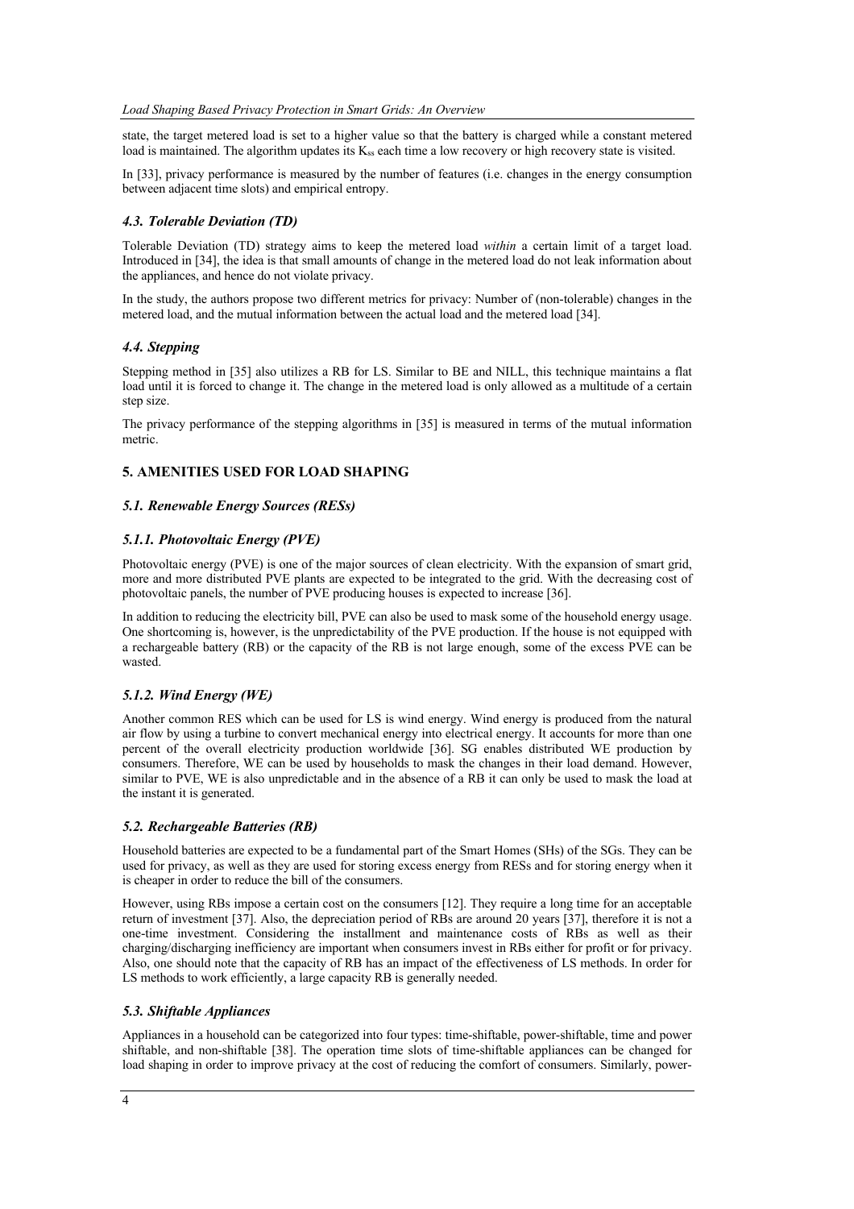state, the target metered load is set to a higher value so that the battery is charged while a constant metered load is maintained. The algorithm updates its $K_{ss}$ each time a low recovery or high recovery state is visited.

In [33], privacy performance is measured by the number of features (i.e. changes in the energy consumption between adjacent time slots) and empirical entropy.

### *4.3. Tolerable Deviation (TD)*

Tolerable Deviation (TD) strategy aims to keep the metered load *within* a certain limit of a target load. Introduced in [34], the idea is that small amounts of change in the metered load do not leak information about the appliances, and hence do not violate privacy.

In the study, the authors propose two different metrics for privacy: Number of (non-tolerable) changes in the metered load, and the mutual information between the actual load and the metered load [34].

### *4.4. Stepping*

Stepping method in [35] also utilizes a RB for LS. Similar to BE and NILL, this technique maintains a flat load until it is forced to change it. The change in the metered load is only allowed as a multitude of a certain step size.

The privacy performance of the stepping algorithms in [35] is measured in terms of the mutual information metric.

## 5. AMENITIES USED FOR LOAD SHAPING

### *5.1. Renewable Energy Sources (RESs)*

#### *5.1.1. Photovoltaic Energy (PVE)*

Photovoltaic energy (PVE) is one of the major sources of clean electricity. With the expansion of smart grid, more and more distributed PVE plants are expected to be integrated to the grid. With the decreasing cost of photovoltaic panels, the number of PVE producing houses is expected to increase [36].

In addition to reducing the electricity bill, PVE can also be used to mask some of the household energy usage. One shortcoming is, however, is the unpredictability of the PVE production. If the house is not equipped with a rechargeable battery (RB) or the capacity of the RB is not large enough, some of the excess PVE can be wasted.

#### *5.1.2. Wind Energy (WE)*

Another common RES which can be used for LS is wind energy. Wind energy is produced from the natural air flow by using a turbine to convert mechanical energy into electrical energy. It accounts for more than one percent of the overall electricity production worldwide [36]. SG enables distributed WE production by consumers. Therefore, WE can be used by households to mask the changes in their load demand. However, similar to PVE, WE is also unpredictable and in the absence of a RB it can only be used to mask the load at the instant it is generated.

### *5.2. Rechargeable Batteries (RB)*

Household batteries are expected to be a fundamental part of the Smart Homes (SHs) of the SGs. They can be used for privacy, as well as they are used for storing excess energy from RESs and for storing energy when it is cheaper in order to reduce the bill of the consumers.

However, using RBs impose a certain cost on the consumers [12]. They require a long time for an acceptable return of investment [37]. Also, the depreciation period of RBs are around 20 years [37], therefore it is not a one-time investment. Considering the installment and maintenance costs of RBs as well as their charging/discharging inefficiency are important when consumers invest in RBs either for profit or for privacy. Also, one should note that the capacity of RB has an impact of the effectiveness of LS methods. In order for LS methods to work efficiently, a large capacity RB is generally needed.

### *5.3. Shiftable Appliances*

Appliances in a household can be categorized into four types: time-shiftable, power-shiftable, time and power shiftable, and non-shiftable [38]. The operation time slots of time-shiftable appliances can be changed for load shaping in order to improve privacy at the cost of reducing the comfort of consumers. Similarly, power-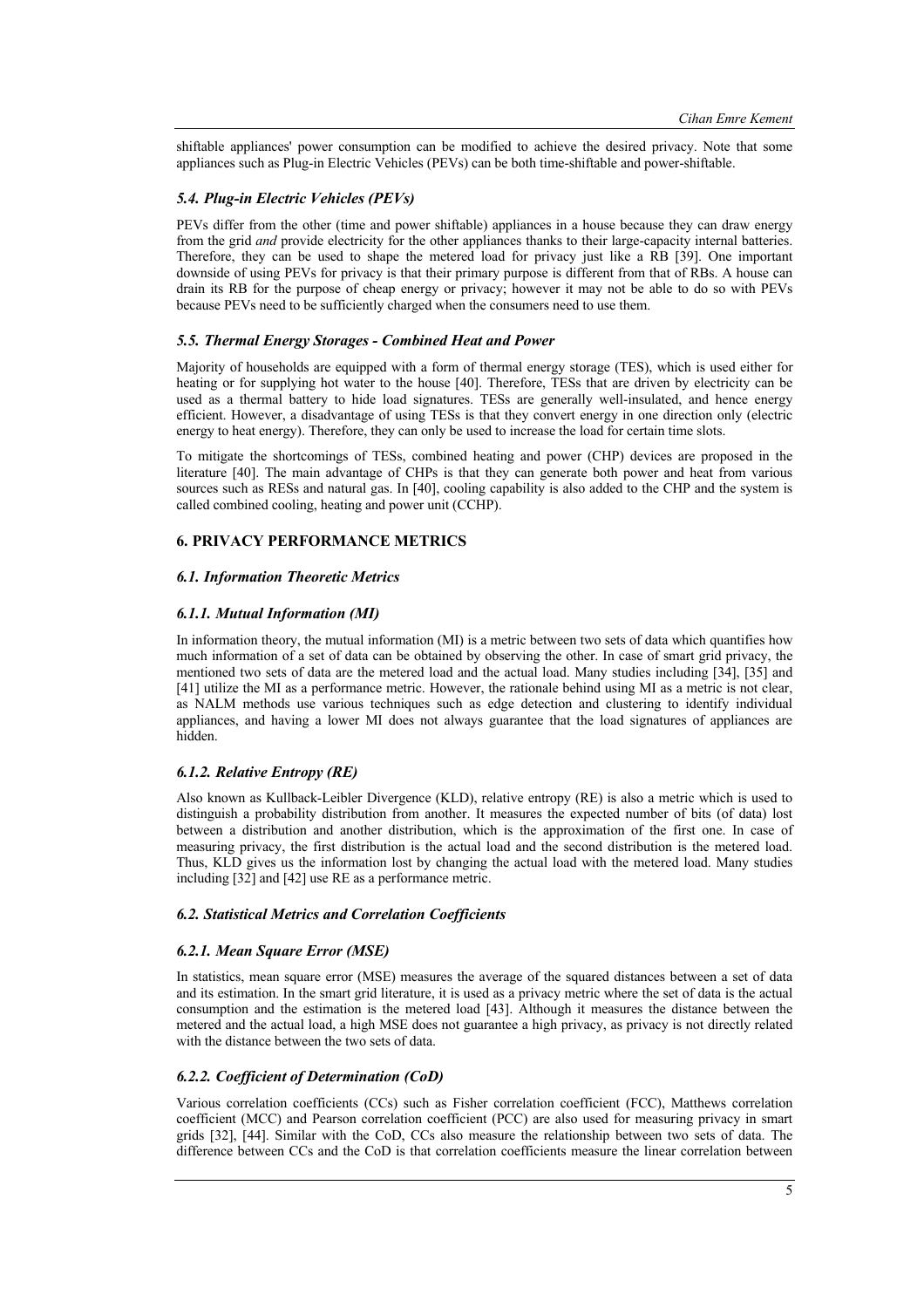shiftable appliances' power consumption can be modified to achieve the desired privacy. Note that some appliances such as Plug-in Electric Vehicles (PEVs) can be both time-shiftable and power-shiftable.

### *5.4. Plug-in Electric Vehicles (PEVs)*

PEVs differ from the other (time and power shiftable) appliances in a house because they can draw energy from the grid *and* provide electricity for the other appliances thanks to their large-capacity internal batteries. Therefore, they can be used to shape the metered load for privacy just like a RB [39]. One important downside of using PEVs for privacy is that their primary purpose is different from that of RBs. A house can drain its RB for the purpose of cheap energy or privacy; however it may not be able to do so with PEVs because PEVs need to be sufficiently charged when the consumers need to use them.

### *5.5. Thermal Energy Storages - Combined Heat and Power*

Majority of households are equipped with a form of thermal energy storage (TES), which is used either for heating or for supplying hot water to the house [40]. Therefore, TESs that are driven by electricity can be used as a thermal battery to hide load signatures. TESs are generally well-insulated, and hence energy efficient. However, a disadvantage of using TESs is that they convert energy in one direction only (electric energy to heat energy). Therefore, they can only be used to increase the load for certain time slots.

To mitigate the shortcomings of TESs, combined heating and power (CHP) devices are proposed in the literature [40]. The main advantage of CHPs is that they can generate both power and heat from various sources such as RESs and natural gas. In [40], cooling capability is also added to the CHP and the system is called combined cooling, heating and power unit (CCHP).

## 6. PRIVACY PERFORMANCE METRICS

### *6.1. Information Theoretic Metrics*

#### *6.1.1. Mutual Information (MI)*

In information theory, the mutual information (MI) is a metric between two sets of data which quantifies how much information of a set of data can be obtained by observing the other. In case of smart grid privacy, the mentioned two sets of data are the metered load and the actual load. Many studies including [34], [35] and [41] utilize the MI as a performance metric. However, the rationale behind using MI as a metric is not clear, as NALM methods use various techniques such as edge detection and clustering to identify individual appliances, and having a lower MI does not always guarantee that the load signatures of appliances are hidden.

#### *6.1.2. Relative Entropy (RE)*

Also known as Kullback-Leibler Divergence (KLD), relative entropy (RE) is also a metric which is used to distinguish a probability distribution from another. It measures the expected number of bits (of data) lost between a distribution and another distribution, which is the approximation of the first one. In case of measuring privacy, the first distribution is the actual load and the second distribution is the metered load. Thus, KLD gives us the information lost by changing the actual load with the metered load. Many studies including [32] and [42] use RE as a performance metric.

### *6.2. Statistical Metrics and Correlation Coefficients*

#### *6.2.1. Mean Square Error (MSE)*

In statistics, mean square error (MSE) measures the average of the squared distances between a set of data and its estimation. In the smart grid literature, it is used as a privacy metric where the set of data is the actual consumption and the estimation is the metered load [43]. Although it measures the distance between the metered and the actual load, a high MSE does not guarantee a high privacy, as privacy is not directly related with the distance between the two sets of data.

#### *6.2.2. Coefficient of Determination (CoD)*

Various correlation coefficients (CCs) such as Fisher correlation coefficient (FCC), Matthews correlation coefficient (MCC) and Pearson correlation coefficient (PCC) are also used for measuring privacy in smart grids [32], [44]. Similar with the CoD, CCs also measure the relationship between two sets of data. The difference between CCs and the CoD is that correlation coefficients measure the linear correlation between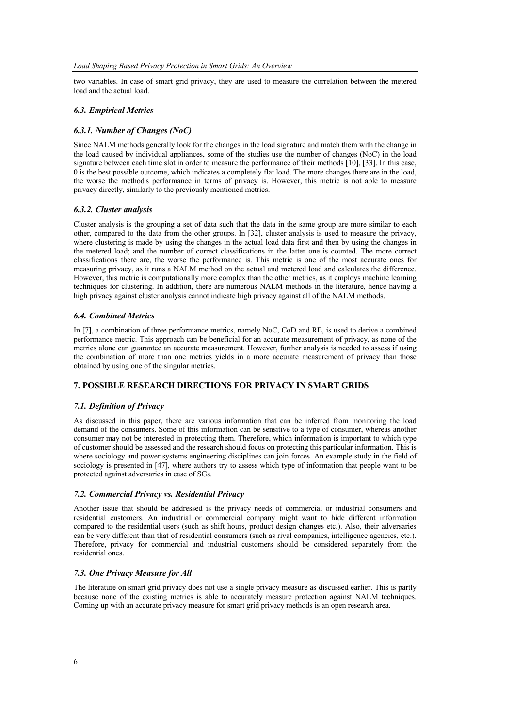two variables. In case of smart grid privacy, they are used to measure the correlation between the metered load and the actual load.

### *6.3. Empirical Metrics*

#### *6.3.1. Number of Changes (NoC)*

Since NALM methods generally look for the changes in the load signature and match them with the change in the load caused by individual appliances, some of the studies use the number of changes (NoC) in the load signature between each time slot in order to measure the performance of their methods [10], [33]. In this case, 0 is the best possible outcome, which indicates a completely flat load. The more changes there are in the load, the worse the method's performance in terms of privacy is. However, this metric is not able to measure privacy directly, similarly to the previously mentioned metrics.

#### *6.3.2. Cluster analysis*

Cluster analysis is the grouping a set of data such that the data in the same group are more similar to each other, compared to the data from the other groups. In [32], cluster analysis is used to measure the privacy, where clustering is made by using the changes in the actual load data first and then by using the changes in the metered load; and the number of correct classifications in the latter one is counted. The more correct classifications there are, the worse the performance is. This metric is one of the most accurate ones for measuring privacy, as it runs a NALM method on the actual and metered load and calculates the difference. However, this metric is computationally more complex than the other metrics, as it employs machine learning techniques for clustering. In addition, there are numerous NALM methods in the literature, hence having a high privacy against cluster analysis cannot indicate high privacy against all of the NALM methods.

### *6.4. Combined Metrics*

In [7], a combination of three performance metrics, namely NoC, CoD and RE, is used to derive a combined performance metric. This approach can be beneficial for an accurate measurement of privacy, as none of the metrics alone can guarantee an accurate measurement. However, further analysis is needed to assess if using the combination of more than one metrics yields in a more accurate measurement of privacy than those obtained by using one of the singular metrics.

## 7. POSSIBLE RESEARCH DIRECTIONS FOR PRIVACY IN SMART GRIDS

### *7.1. Definition of Privacy*

As discussed in this paper, there are various information that can be inferred from monitoring the load demand of the consumers. Some of this information can be sensitive to a type of consumer, whereas another consumer may not be interested in protecting them. Therefore, which information is important to which type of customer should be assessed and the research should focus on protecting this particular information. This is where sociology and power systems engineering disciplines can join forces. An example study in the field of sociology is presented in [47], where authors try to assess which type of information that people want to be protected against adversaries in case of SGs.

### *7.2. Commercial Privacy vs. Residential Privacy*

Another issue that should be addressed is the privacy needs of commercial or industrial consumers and residential customers. An industrial or commercial company might want to hide different information compared to the residential users (such as shift hours, product design changes etc.). Also, their adversaries can be very different than that of residential consumers (such as rival companies, intelligence agencies, etc.). Therefore, privacy for commercial and industrial customers should be considered separately from the residential ones.

### *7.3. One Privacy Measure for All*

The literature on smart grid privacy does not use a single privacy measure as discussed earlier. This is partly because none of the existing metrics is able to accurately measure protection against NALM techniques. Coming up with an accurate privacy measure for smart grid privacy methods is an open research area.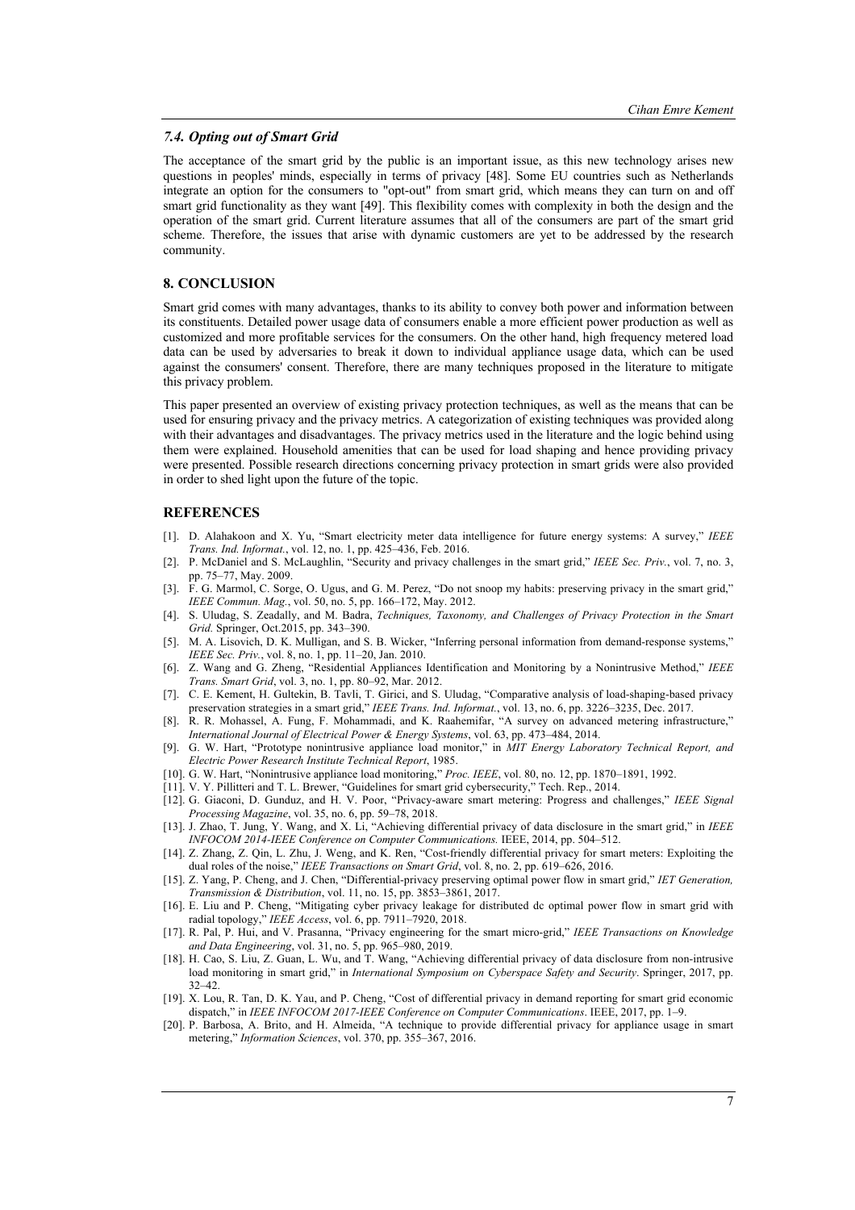### *7.4. Opting out of Smart Grid*

The acceptance of the smart grid by the public is an important issue, as this new technology arises new questions in peoples' minds, especially in terms of privacy [48]. Some EU countries such as Netherlands integrate an option for the consumers to "opt-out" from smart grid, which means they can turn on and off smart grid functionality as they want [49]. This flexibility comes with complexity in both the design and the operation of the smart grid. Current literature assumes that all of the consumers are part of the smart grid scheme. Therefore, the issues that arise with dynamic customers are yet to be addressed by the research community.

## 8. CONCLUSION

Smart grid comes with many advantages, thanks to its ability to convey both power and information between its constituents. Detailed power usage data of consumers enable a more efficient power production as well as customized and more profitable services for the consumers. On the other hand, high frequency metered load data can be used by adversaries to break it down to individual appliance usage data, which can be used against the consumers' consent. Therefore, there are many techniques proposed in the literature to mitigate this privacy problem.

This paper presented an overview of existing privacy protection techniques, as well as the means that can be used for ensuring privacy and the privacy metrics. A categorization of existing techniques was provided along with their advantages and disadvantages. The privacy metrics used in the literature and the logic behind using them were explained. Household amenities that can be used for load shaping and hence providing privacy were presented. Possible research directions concerning privacy protection in smart grids were also provided in order to shed light upon the future of the topic.

## REFERENCES

[1]. D. Alahakoon and X. Yu, "Smart electricity meter data intelligence for future energy systems: A survey," *IEEE Trans. Ind. Informat.*, vol. 12, no. 1, pp. 425–436, Feb. 2016.

[2]. P. McDaniel and S. McLaughlin, "Security and privacy challenges in the smart grid," *IEEE Sec. Priv.*, vol. 7, no. 3, pp. 75–77, May. 2009.

[3]. F. G. Marmol, C. Sorge, O. Ugus, and G. M. Perez, "Do not snoop my habits: preserving privacy in the smart grid," *IEEE Commun. Mag.*, vol. 50, no. 5, pp. 166–172, May. 2012.

[4]. S. Uludag, S. Zeadally, and M. Badra, *Techniques, Taxonomy, and Challenges of Privacy Protection in the Smart Grid*. Springer, Oct.2015, pp. 343–390.

[5]. M. A. Lisovich, D. K. Mulligan, and S. B. Wicker, "Inferring personal information from demand-response systems," *IEEE Sec. Priv.*, vol. 8, no. 1, pp. 11–20, Jan. 2010.

[6]. Z. Wang and G. Zheng, "Residential Appliances Identification and Monitoring by a Nonintrusive Method," *IEEE Trans. Smart Grid*, vol. 3, no. 1, pp. 80–92, Mar. 2012.

[7]. C. E. Kement, H. Gultekin, B. Tavli, T. Girici, and S. Uludag, "Comparative analysis of load-shaping-based privacy preservation strategies in a smart grid," *IEEE Trans. Ind. Informat.*, vol. 13, no. 6, pp. 3226–3235, Dec. 2017.

[8]. R. R. Mohassel, A. Fung, F. Mohammadi, and K. Raahemifar, "A survey on advanced metering infrastructure," *International Journal of Electrical Power & Energy Systems*, vol. 63, pp. 473–484, 2014.

[9]. G. W. Hart, "Prototype nonintrusive appliance load monitor," in *MIT Energy Laboratory Technical Report, and Electric Power Research Institute Technical Report*, 1985.

[10]. G. W. Hart, "Nonintrusive appliance load monitoring," *Proc. IEEE*, vol. 80, no. 12, pp. 1870–1891, 1992.

[11]. V. Y. Pillitteri and T. L. Brewer, "Guidelines for smart grid cybersecurity," Tech. Rep., 2014.

[12]. G. Giaconi, D. Gunduz, and H. V. Poor, "Privacy-aware smart metering: Progress and challenges," *IEEE Signal Processing Magazine*, vol. 35, no. 6, pp. 59–78, 2018.

[13]. J. Zhao, T. Jung, Y. Wang, and X. Li, "Achieving differential privacy of data disclosure in the smart grid," in *IEEE INFOCOM 2014-IEEE Conference on Computer Communications.* IEEE, 2014, pp. 504–512.

[14]. Z. Zhang, Z. Qin, L. Zhu, J. Weng, and K. Ren, "Cost-friendly differential privacy for smart meters: Exploiting the dual roles of the noise," *IEEE Transactions on Smart Grid*, vol. 8, no. 2, pp. 619–626, 2016.

[15]. Z. Yang, P. Cheng, and J. Chen, "Differential-privacy preserving optimal power flow in smart grid," *IET Generation, Transmission & Distribution*, vol. 11, no. 15, pp. 3853–3861, 2017.

[16]. E. Liu and P. Cheng, "Mitigating cyber privacy leakage for distributed dc optimal power flow in smart grid with radial topology," *IEEE Access*, vol. 6, pp. 7911–7920, 2018.

[17]. R. Pal, P. Hui, and V. Prasanna, "Privacy engineering for the smart micro-grid," *IEEE Transactions on Knowledge and Data Engineering*, vol. 31, no. 5, pp. 965–980, 2019.

[18]. H. Cao, S. Liu, Z. Guan, L. Wu, and T. Wang, "Achieving differential privacy of data disclosure from non-intrusive load monitoring in smart grid," in *International Symposium on Cyberspace Safety and Security*. Springer, 2017, pp. 32–42.

[19]. X. Lou, R. Tan, D. K. Yau, and P. Cheng, "Cost of differential privacy in demand reporting for smart grid economic dispatch," in *IEEE INFOCOM 2017-IEEE Conference on Computer Communications*. IEEE, 2017, pp. 1–9.

[20]. P. Barbosa, A. Brito, and H. Almeida, "A technique to provide differential privacy for appliance usage in smart metering," *Information Sciences*, vol. 370, pp. 355–367, 2016.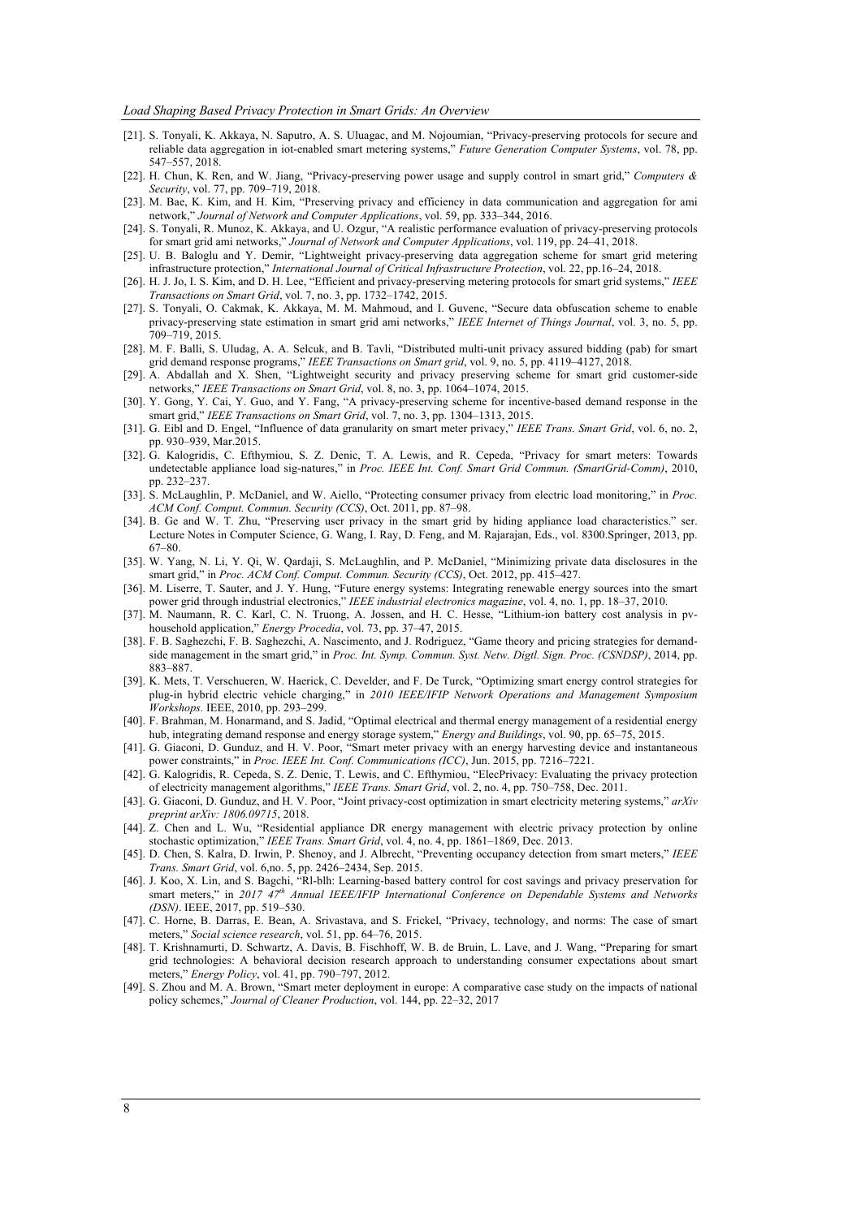[21]. S. Tonyali, K. Akkaya, N. Saputro, A. S. Uluagac, and M. Nojoumian, "Privacy-preserving protocols for secure and reliable data aggregation in iot-enabled smart metering systems," *Future Generation Computer Systems*, vol. 78, pp. 547–557, 2018.

[22]. H. Chun, K. Ren, and W. Jiang, "Privacy-preserving power usage and supply control in smart grid," *Computers & Security*, vol. 77, pp. 709–719, 2018.

[23]. M. Bae, K. Kim, and H. Kim, "Preserving privacy and efficiency in data communication and aggregation for ami network," *Journal of Network and Computer Applications*, vol. 59, pp. 333–344, 2016.

[24]. S. Tonyali, R. Munoz, K. Akkaya, and U. Ozgur, "A realistic performance evaluation of privacy-preserving protocols for smart grid ami networks," *Journal of Network and Computer Applications*, vol. 119, pp. 24–41, 2018.

[25]. U. B. Baloglu and Y. Demir, "Lightweight privacy-preserving data aggregation scheme for smart grid metering infrastructure protection," *International Journal of Critical Infrastructure Protection*, vol. 22, pp.16–24, 2018.

[26]. H. J. Jo, I. S. Kim, and D. H. Lee, "Efficient and privacy-preserving metering protocols for smart grid systems," *IEEE Transactions on Smart Grid*, vol. 7, no. 3, pp. 1732–1742, 2015.

[27]. S. Tonyali, O. Cakmak, K. Akkaya, M. M. Mahmoud, and I. Guvenc, "Secure data obfuscation scheme to enable privacy-preserving state estimation in smart grid ami networks," *IEEE Internet of Things Journal*, vol. 3, no. 5, pp. 709–719, 2015.

[28]. M. F. Balli, S. Uludag, A. A. Selcuk, and B. Tavli, "Distributed multi-unit privacy assured bidding (pab) for smart grid demand response programs," *IEEE Transactions on Smart grid*, vol. 9, no. 5, pp. 4119–4127, 2018.

[29]. A. Abdallah and X. Shen, "Lightweight security and privacy preserving scheme for smart grid customer-side networks," *IEEE Transactions on Smart Grid*, vol. 8, no. 3, pp. 1064–1074, 2015.

[30]. Y. Gong, Y. Cai, Y. Guo, and Y. Fang, "A privacy-preserving scheme for incentive-based demand response in the smart grid," *IEEE Transactions on Smart Grid*, vol. 7, no. 3, pp. 1304–1313, 2015.

[31]. G. Eibl and D. Engel, "Influence of data granularity on smart meter privacy," *IEEE Trans. Smart Grid*, vol. 6, no. 2, pp. 930–939, Mar.2015.

[32]. G. Kalogridis, C. Efthymiou, S. Z. Denic, T. A. Lewis, and R. Cepeda, "Privacy for smart meters: Towards undetectable appliance load sig-natures," in *Proc. IEEE Int. Conf. Smart Grid Commun. (SmartGrid-Comm)*, 2010, pp. 232–237.

[33]. S. McLaughlin, P. McDaniel, and W. Aiello, "Protecting consumer privacy from electric load monitoring," in *Proc. ACM Conf. Comput. Commun. Security (CCS)*, Oct. 2011, pp. 87–98.

[34]. B. Ge and W. T. Zhu, "Preserving user privacy in the smart grid by hiding appliance load characteristics." ser. Lecture Notes in Computer Science, G. Wang, I. Ray, D. Feng, and M. Rajarajan, Eds., vol. 8300.Springer, 2013, pp. 67–80.

[35]. W. Yang, N. Li, Y. Qi, W. Qardaji, S. McLaughlin, and P. McDaniel, "Minimizing private data disclosures in the smart grid," in *Proc. ACM Conf. Comput. Commun. Security (CCS)*, Oct. 2012, pp. 415–427.

[36]. M. Liserre, T. Sauter, and J. Y. Hung, "Future energy systems: Integrating renewable energy sources into the smart power grid through industrial electronics," *IEEE industrial electronics magazine*, vol. 4, no. 1, pp. 18–37, 2010.

[37]. M. Naumann, R. C. Karl, C. N. Truong, A. Jossen, and H. C. Hesse, "Lithium-ion battery cost analysis in pv-household application," *Energy Procedia*, vol. 73, pp. 37–47, 2015.

[38]. F. B. Saghezchi, F. B. Saghezchi, A. Nascimento, and J. Rodriguez, "Game theory and pricing strategies for demand-side management in the smart grid," in *Proc. Int. Symp. Commun. Syst. Netw. Digtl. Sign. Proc. (CSNDSP)*, 2014, pp. 883–887.

[39]. K. Mets, T. Verschueren, W. Haerick, C. Develder, and F. De Turck, "Optimizing smart energy control strategies for plug-in hybrid electric vehicle charging," in *2010 IEEE/IFIP Network Operations and Management Symposium Workshops*. IEEE, 2010, pp. 293–299.

[40]. F. Brahman, M. Honarmand, and S. Jadid, "Optimal electrical and thermal energy management of a residential energy hub, integrating demand response and energy storage system," *Energy and Buildings*, vol. 90, pp. 65–75, 2015.

[41]. G. Giaconi, D. Gunduz, and H. V. Poor, "Smart meter privacy with an energy harvesting device and instantaneous power constraints," in *Proc. IEEE Int. Conf. Communications (ICC)*, Jun. 2015, pp. 7216–7221.

[42]. G. Kalogridis, R. Cepeda, S. Z. Denic, T. Lewis, and C. Efthymiou, "ElecPrivacy: Evaluating the privacy protection of electricity management algorithms," *IEEE Trans. Smart Grid*, vol. 2, no. 4, pp. 750–758, Dec. 2011.

[43]. G. Giaconi, D. Gunduz, and H. V. Poor, "Joint privacy-cost optimization in smart electricity metering systems," *arXiv preprint arXiv: 1806.09715*, 2018.

[44]. Z. Chen and L. Wu, "Residential appliance DR energy management with electric privacy protection by online stochastic optimization," *IEEE Trans. Smart Grid*, vol. 4, no. 4, pp. 1861–1869, Dec. 2013.

[45]. D. Chen, S. Kalra, D. Irwin, P. Shenoy, and J. Albrecht, "Preventing occupancy detection from smart meters," *IEEE Trans. Smart Grid*, vol. 6,no. 5, pp. 2426–2434, Sep. 2015.

[46]. J. Koo, X. Lin, and S. Bagchi, "Rl-blh: Learning-based battery control for cost savings and privacy preservation for smart meters," in *2017 47th Annual IEEE/IFIP International Conference on Dependable Systems and Networks (DSN)*. IEEE, 2017, pp. 519–530.

[47]. C. Horne, B. Darras, E. Bean, A. Srivastava, and S. Frickel, "Privacy, technology, and norms: The case of smart meters," *Social science research*, vol. 51, pp. 64–76, 2015.

[48]. T. Krishnamurti, D. Schwartz, A. Davis, B. Fischhoff, W. B. de Bruin, L. Lave, and J. Wang, "Preparing for smart grid technologies: A behavioral decision research approach to understanding consumer expectations about smart meters," *Energy Policy*, vol. 41, pp. 790–797, 2012.

[49]. S. Zhou and M. A. Brown, "Smart meter deployment in europe: A comparative case study on the impacts of national policy schemes," *Journal of Cleaner Production*, vol. 144, pp. 22–32, 2017